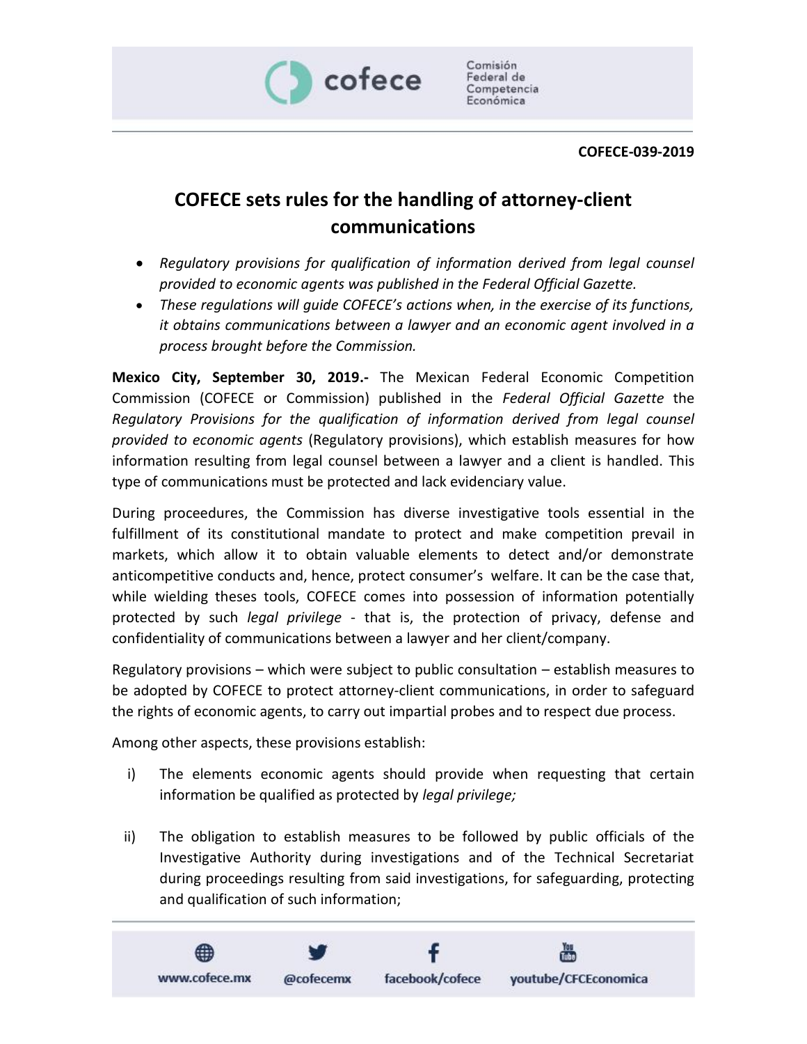COFECE-039-2019

# COFECE sets rules for the handling of attorney-client communications

- *Regulatory provisions for qualification of information derived from legal counsel provided to economic agents was published in the Federal Official Gazette.*
- *These regulations will guide COFECE's actions when, in the exercise of its functions, it obtains communications between a lawyer and an economic agent involved in a process brought before the Commission.*

**Mexico City, September 30, 2019.-** The Mexican Federal Economic Competition Commission (COFECE or Commission) published in the *Federal Official Gazette* the *Regulatory Provisions for the qualification of information derived from legal counsel provided to economic agents* (Regulatory provisions), which establish measures for how information resulting from legal counsel between a lawyer and a client is handled. This type of communications must be protected and lack evidenciary value.

During proceedures, the Commission has diverse investigative tools essential in the fulfillment of its constitutional mandate to protect and make competition prevail in markets, which allow it to obtain valuable elements to detect and/or demonstrate anticompetitive conducts and, hence, protect consumer's welfare. It can be the case that, while wielding theses tools, COFECE comes into possession of information potentially protected by such *legal privilege* - that is, the protection of privacy, defense and confidentiality of communications between a lawyer and her client/company.

Regulatory provisions – which were subject to public consultation – establish measures to be adopted by COFECE to protect attorney-client communications, in order to safeguard the rights of economic agents, to carry out impartial probes and to respect due process.

Among other aspects, these provisions establish:

i) The elements economic agents should provide when requesting that certain information be qualified as protected by *legal privilege;*

ii) The obligation to establish measures to be followed by public officials of the Investigative Authority during investigations and of the Technical Secretariat during proceedings resulting from said investigations, for safeguarding, protecting and qualification of such information;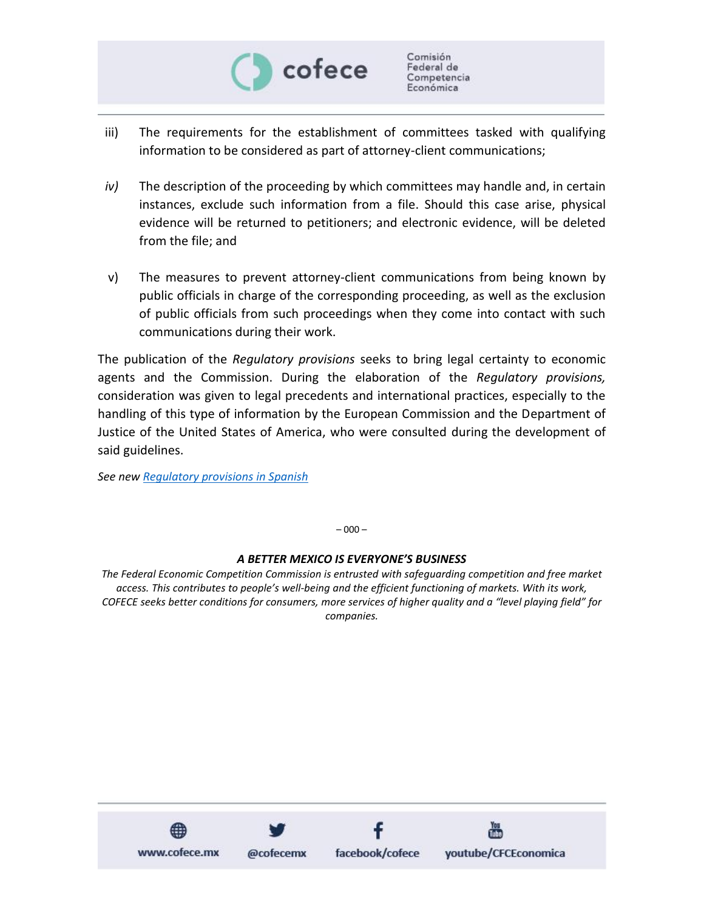iii) The requirements for the establishment of committees tasked with qualifying information to be considered as part of attorney-client communications;

*iv)* The description of the proceeding by which committees may handle and, in certain instances, exclude such information from a file. Should this case arise, physical evidence will be returned to petitioners; and electronic evidence, will be deleted from the file; and

v) The measures to prevent attorney-client communications from being known by public officials in charge of the corresponding proceeding, as well as the exclusion of public officials from such proceedings when they come into contact with such communications during their work.

The publication of the *Regulatory provisions* seeks to bring legal certainty to economic agents and the Commission. During the elaboration of the *Regulatory provisions,* consideration was given to legal precedents and international practices, especially to the handling of this type of information by the European Commission and the Department of Justice of the United States of America, who were consulted during the development of said guidelines.

*See new [Regulatory provisions in Spanish]*

– 000 –

***A BETTER MEXICO IS EVERYONE'S BUSINESS***

*The Federal Economic Competition Commission is entrusted with safeguarding competition and free market access. This contributes to people's well-being and the efficient functioning of markets. With its work, COFECE seeks better conditions for consumers, more services of higher quality and a "level playing field" for companies.*